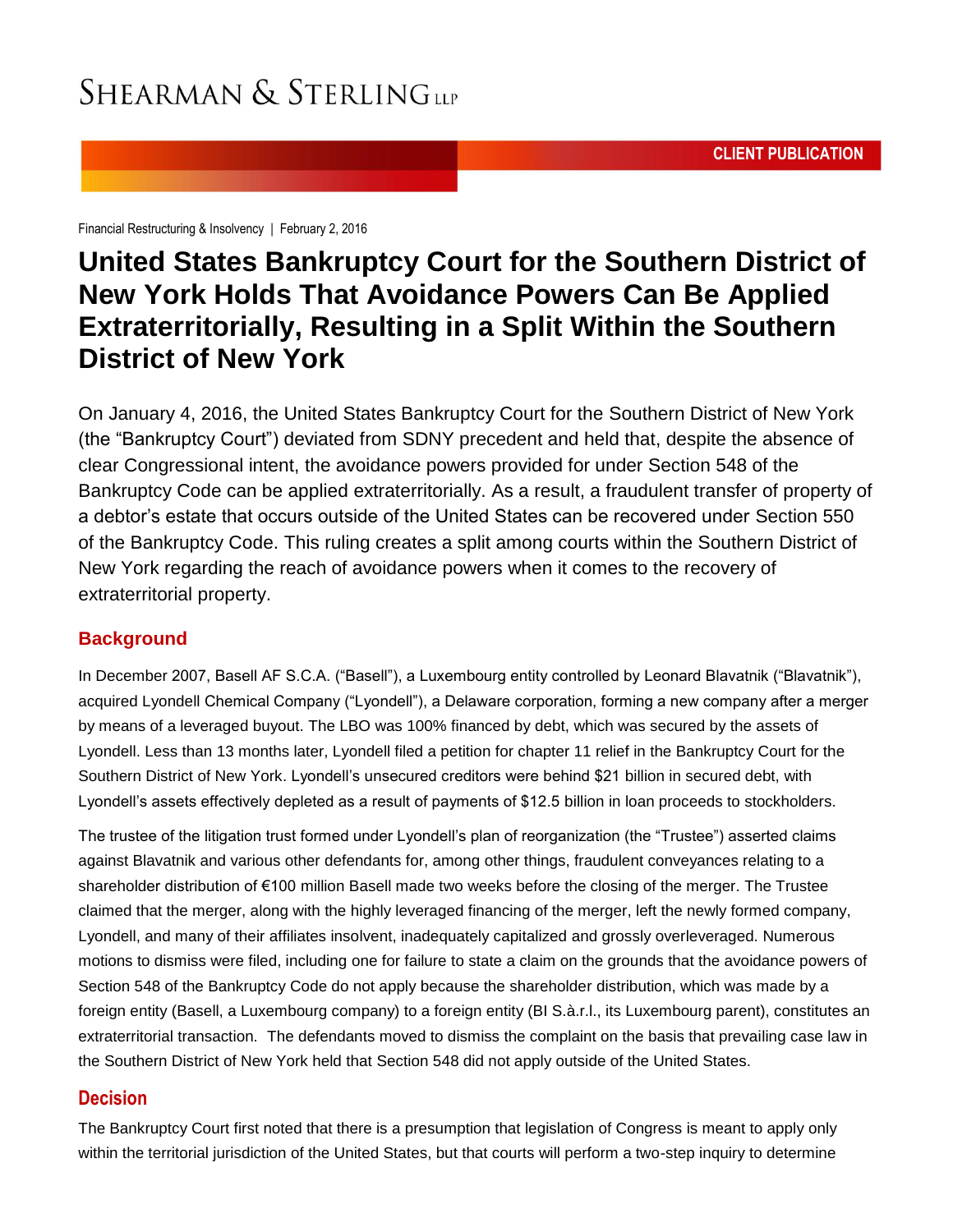SHEARMAN & STERLING LLP

CLIENT PUBLICATION

Financial Restructuring & Insolvency | February 2, 2016

# United States Bankruptcy Court for the Southern District of New York Holds That Avoidance Powers Can Be Applied Extraterritorially, Resulting in a Split Within the Southern District of New York

On January 4, 2016, the United States Bankruptcy Court for the Southern District of New York (the "Bankruptcy Court") deviated from SDNY precedent and held that, despite the absence of clear Congressional intent, the avoidance powers provided for under Section 548 of the Bankruptcy Code can be applied extraterritorially. As a result, a fraudulent transfer of property of a debtor's estate that occurs outside of the United States can be recovered under Section 550 of the Bankruptcy Code. This ruling creates a split among courts within the Southern District of New York regarding the reach of avoidance powers when it comes to the recovery of extraterritorial property.

## Background

In December 2007, Basell AF S.C.A. ("Basell"), a Luxembourg entity controlled by Leonard Blavatnik ("Blavatnik"), acquired Lyondell Chemical Company ("Lyondell"), a Delaware corporation, forming a new company after a merger by means of a leveraged buyout. The LBO was 100% financed by debt, which was secured by the assets of Lyondell. Less than 13 months later, Lyondell filed a petition for chapter 11 relief in the Bankruptcy Court for the Southern District of New York. Lyondell's unsecured creditors were behind $21 billion in secured debt, with Lyondell's assets effectively depleted as a result of payments of $12.5 billion in loan proceeds to stockholders.

The trustee of the litigation trust formed under Lyondell's plan of reorganization (the "Trustee") asserted claims against Blavatnik and various other defendants for, among other things, fraudulent conveyances relating to a shareholder distribution of €100 million Basell made two weeks before the closing of the merger. The Trustee claimed that the merger, along with the highly leveraged financing of the merger, left the newly formed company, Lyondell, and many of their affiliates insolvent, inadequately capitalized and grossly overleveraged. Numerous motions to dismiss were filed, including one for failure to state a claim on the grounds that the avoidance powers of Section 548 of the Bankruptcy Code do not apply because the shareholder distribution, which was made by a foreign entity (Basell, a Luxembourg company) to a foreign entity (BI S.à.r.l., its Luxembourg parent), constitutes an extraterritorial transaction. The defendants moved to dismiss the complaint on the basis that prevailing case law in the Southern District of New York held that Section 548 did not apply outside of the United States.

## Decision

The Bankruptcy Court first noted that there is a presumption that legislation of Congress is meant to apply only within the territorial jurisdiction of the United States, but that courts will perform a two-step inquiry to determine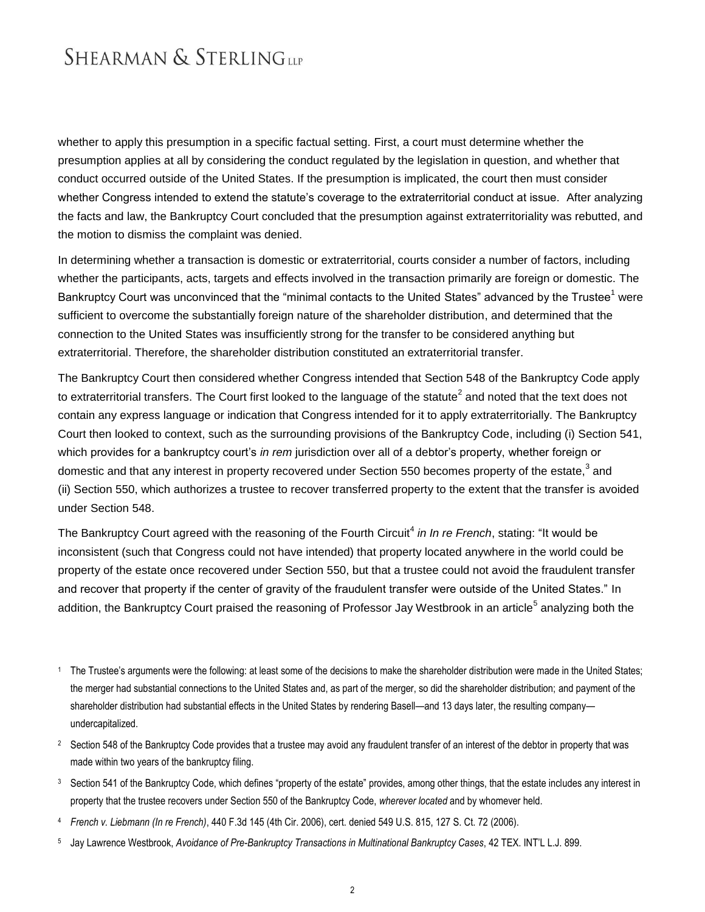whether to apply this presumption in a specific factual setting. First, a court must determine whether the presumption applies at all by considering the conduct regulated by the legislation in question, and whether that conduct occurred outside of the United States. If the presumption is implicated, the court then must consider whether Congress intended to extend the statute's coverage to the extraterritorial conduct at issue. After analyzing the facts and law, the Bankruptcy Court concluded that the presumption against extraterritoriality was rebutted, and the motion to dismiss the complaint was denied.

In determining whether a transaction is domestic or extraterritorial, courts consider a number of factors, including whether the participants, acts, targets and effects involved in the transaction primarily are foreign or domestic. The Bankruptcy Court was unconvinced that the "minimal contacts to the United States" advanced by the Trustee[1] were sufficient to overcome the substantially foreign nature of the shareholder distribution, and determined that the connection to the United States was insufficiently strong for the transfer to be considered anything but extraterritorial. Therefore, the shareholder distribution constituted an extraterritorial transfer.

The Bankruptcy Court then considered whether Congress intended that Section 548 of the Bankruptcy Code apply to extraterritorial transfers. The Court first looked to the language of the statute[2] and noted that the text does not contain any express language or indication that Congress intended for it to apply extraterritorially. The Bankruptcy Court then looked to context, such as the surrounding provisions of the Bankruptcy Code, including (i) Section 541, which provides for a bankruptcy court's *in rem* jurisdiction over all of a debtor's property, whether foreign or domestic and that any interest in property recovered under Section 550 becomes property of the estate,[3] and (ii) Section 550, which authorizes a trustee to recover transferred property to the extent that the transfer is avoided under Section 548.

The Bankruptcy Court agreed with the reasoning of the Fourth Circuit[4] *in In re French*, stating: "It would be inconsistent (such that Congress could not have intended) that property located anywhere in the world could be property of the estate once recovered under Section 550, but that a trustee could not avoid the fraudulent transfer and recover that property if the center of gravity of the fraudulent transfer were outside of the United States." In addition, the Bankruptcy Court praised the reasoning of Professor Jay Westbrook in an article[5] analyzing both the

---

[1] The Trustee's arguments were the following: at least some of the decisions to make the shareholder distribution were made in the United States; the merger had substantial connections to the United States and, as part of the merger, so did the shareholder distribution; and payment of the shareholder distribution had substantial effects in the United States by rendering Basell—and 13 days later, the resulting company—undercapitalized.

[2] Section 548 of the Bankruptcy Code provides that a trustee may avoid any fraudulent transfer of an interest of the debtor in property that was made within two years of the bankruptcy filing.

[3] Section 541 of the Bankruptcy Code, which defines "property of the estate" provides, among other things, that the estate includes any interest in property that the trustee recovers under Section 550 of the Bankruptcy Code, *wherever located* and by whomever held.

[4] *French v. Liebmann (In re French)*, 440 F.3d 145 (4th Cir. 2006), cert. denied 549 U.S. 815, 127 S. Ct. 72 (2006).

[5] Jay Lawrence Westbrook, *Avoidance of Pre-Bankruptcy Transactions in Multinational Bankruptcy Cases*, 42 TEX. INT'L L.J. 899.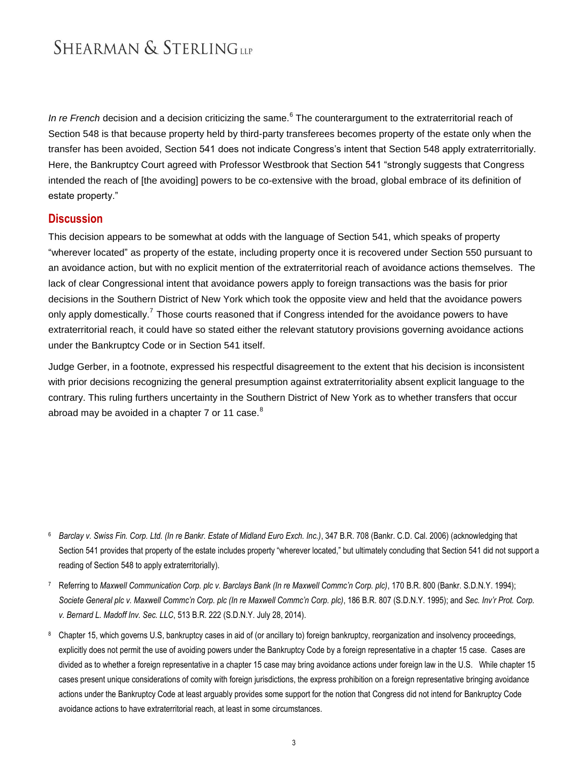*In re French* decision and a decision criticizing the same.[6] The counterargument to the extraterritorial reach of Section 548 is that because property held by third-party transferees becomes property of the estate only when the transfer has been avoided, Section 541 does not indicate Congress's intent that Section 548 apply extraterritorially. Here, the Bankruptcy Court agreed with Professor Westbrook that Section 541 "strongly suggests that Congress intended the reach of [the avoiding] powers to be co-extensive with the broad, global embrace of its definition of estate property."

## Discussion

This decision appears to be somewhat at odds with the language of Section 541, which speaks of property "wherever located" as property of the estate, including property once it is recovered under Section 550 pursuant to an avoidance action, but with no explicit mention of the extraterritorial reach of avoidance actions themselves. The lack of clear Congressional intent that avoidance powers apply to foreign transactions was the basis for prior decisions in the Southern District of New York which took the opposite view and held that the avoidance powers only apply domestically.[7] Those courts reasoned that if Congress intended for the avoidance powers to have extraterritorial reach, it could have so stated either the relevant statutory provisions governing avoidance actions under the Bankruptcy Code or in Section 541 itself.

Judge Gerber, in a footnote, expressed his respectful disagreement to the extent that his decision is inconsistent with prior decisions recognizing the general presumption against extraterritoriality absent explicit language to the contrary. This ruling furthers uncertainty in the Southern District of New York as to whether transfers that occur abroad may be avoided in a chapter 7 or 11 case.[8]

---

[6] *Barclay v. Swiss Fin. Corp. Ltd. (In re Bankr. Estate of Midland Euro Exch. Inc.)*, 347 B.R. 708 (Bankr. C.D. Cal. 2006) (acknowledging that Section 541 provides that property of the estate includes property "wherever located," but ultimately concluding that Section 541 did not support a reading of Section 548 to apply extraterritorially).

[7] Referring to *Maxwell Communication Corp. plc v. Barclays Bank (In re Maxwell Commc'n Corp. plc)*, 170 B.R. 800 (Bankr. S.D.N.Y. 1994); *Societe General plc v. Maxwell Commc'n Corp. plc (In re Maxwell Commc'n Corp. plc)*, 186 B.R. 807 (S.D.N.Y. 1995); and *Sec. Inv'r Prot. Corp. v. Bernard L. Madoff Inv. Sec. LLC*, 513 B.R. 222 (S.D.N.Y. July 28, 2014).

[8] Chapter 15, which governs U.S, bankruptcy cases in aid of (or ancillary to) foreign bankruptcy, reorganization and insolvency proceedings, explicitly does not permit the use of avoiding powers under the Bankruptcy Code by a foreign representative in a chapter 15 case. Cases are divided as to whether a foreign representative in a chapter 15 case may bring avoidance actions under foreign law in the U.S. While chapter 15 cases present unique considerations of comity with foreign jurisdictions, the express prohibition on a foreign representative bringing avoidance actions under the Bankruptcy Code at least arguably provides some support for the notion that Congress did not intend for Bankruptcy Code avoidance actions to have extraterritorial reach, at least in some circumstances.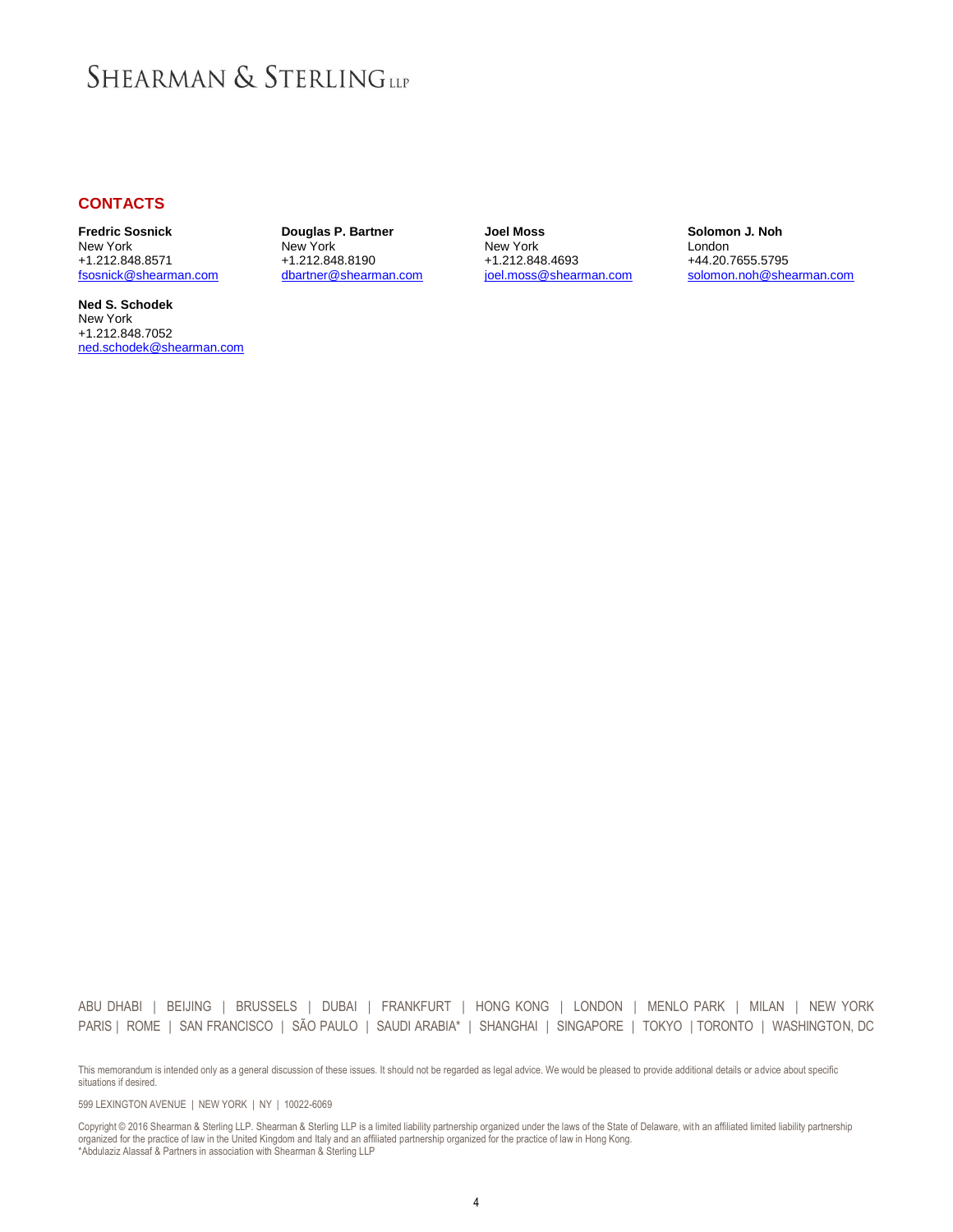SHEARMAN & STERLING LLP

## CONTACTS

**Fredric Sosnick**
New York
+1.212.848.8571
fsosnick@shearman.com

**Douglas P. Bartner**
New York
+1.212.848.8190
dbartner@shearman.com

**Joel Moss**
New York
+1.212.848.4693
joel.moss@shearman.com

**Solomon J. Noh**
London
+44.20.7655.5795
solomon.noh@shearman.com

**Ned S. Schodek**
New York
+1.212.848.7052
ned.schodek@shearman.com

ABU DHABI | BEIJING | BRUSSELS | DUBAI | FRANKFURT | HONG KONG | LONDON | MENLO PARK | MILAN | NEW YORK
PARIS | ROME | SAN FRANCISCO | SÃO PAULO | SAUDI ARABIA* | SHANGHAI | SINGAPORE | TOKYO | TORONTO | WASHINGTON, DC

This memorandum is intended only as a general discussion of these issues. It should not be regarded as legal advice. We would be pleased to provide additional details or advice about specific situations if desired.

599 LEXINGTON AVENUE | NEW YORK | NY | 10022-6069

Copyright © 2016 Shearman & Sterling LLP. Shearman & Sterling LLP is a limited liability partnership organized under the laws of the State of Delaware, with an affiliated limited liability partnership organized for the practice of law in the United Kingdom and Italy and an affiliated partnership organized for the practice of law in Hong Kong.
*Abdulaziz Alassaf & Partners in association with Shearman & Sterling LLP